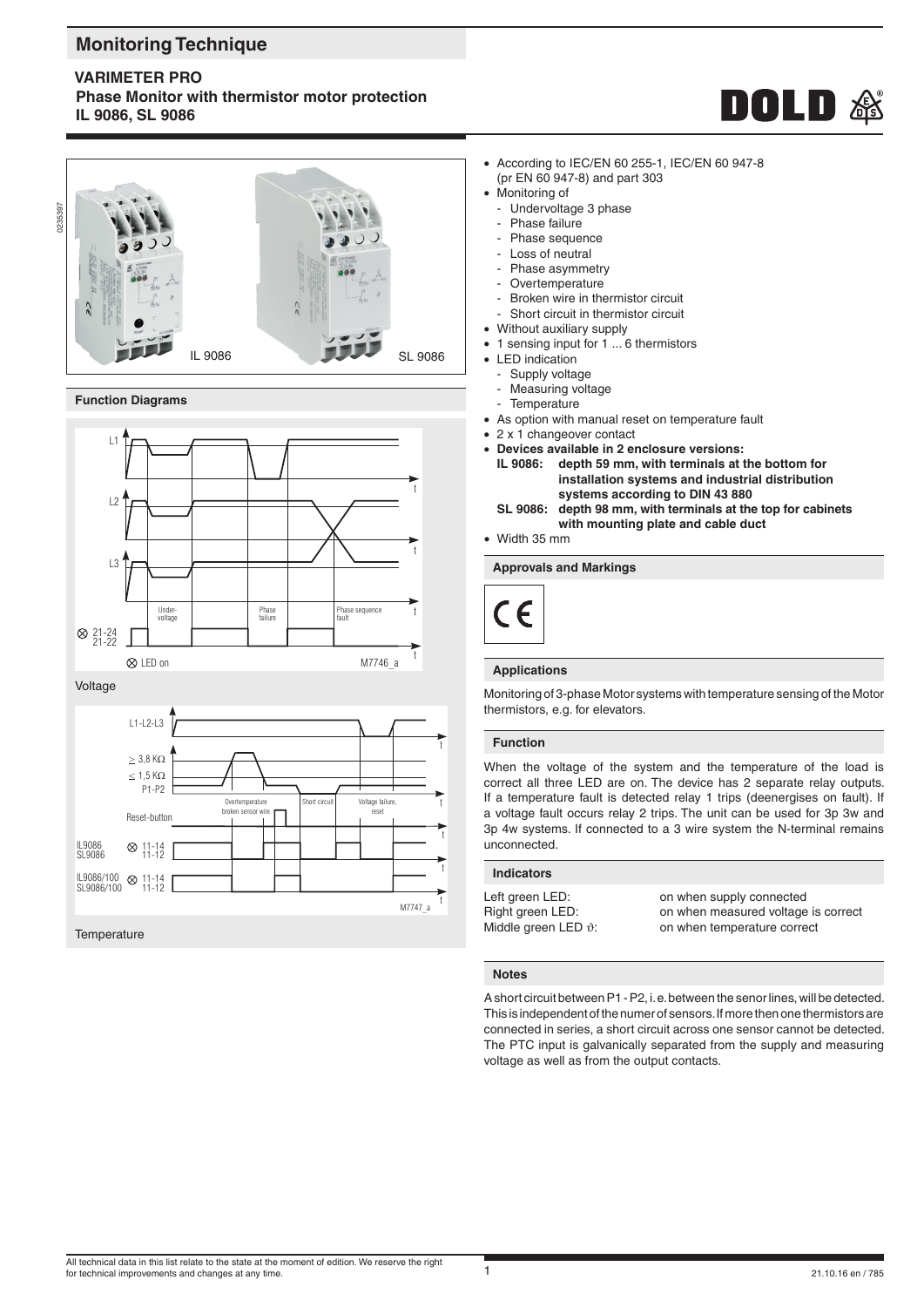# Monitoring Technique

## VARIMETER PRO

### Phase Monitor with thermistor motor protection IL 9086, SL 9086

IL 9086 SL 9086

- According to IEC/EN 60 255-1, IEC/EN 60 947-8 (pr EN 60 947-8) and part 303
- Monitoring of
  - Undervoltage 3 phase
  - Phase failure
  - Phase sequence
  - Loss of neutral
  - Phase asymmetry
  - Overtemperature
  - Broken wire in thermistor circuit
  - Short circuit in thermistor circuit
- Without auxiliary supply
- 1 sensing input for 1 ... 6 thermistors
- LED indication
  - Supply voltage
  - Measuring voltage
  - Temperature
- As option with manual reset on temperature fault
- 2 x 1 changeover contact
- **Devices available in 2 enclosure versions:**
  **IL 9086: depth 59 mm, with terminals at the bottom for installation systems and industrial distribution systems according to DIN 43 880**
  **SL 9086: depth 98 mm, with terminals at the top for cabinets with mounting plate and cable duct**
- Width 35 mm

### Function Diagrams

Voltage

Temperature

### Approvals and Markings

CE

### Applications

Monitoring of 3-phase Motor systems with temperature sensing of the Motor thermistors, e.g. for elevators.

### Function

When the voltage of the system and the temperature of the load is correct all three LED are on. The device has 2 separate relay outputs. If a temperature fault is detected relay 1 trips (deenergises on fault). If a voltage fault occurs relay 2 trips. The unit can be used for 3p 3w and 3p 4w systems. If connected to a 3 wire system the N-terminal remains unconnected.

### Indicators

| | |
|---|---|
| Left green LED: | on when supply connected |
| Right green LED: | on when measured voltage is correct |
| Middle green LED $\vartheta$: | on when temperature correct |

### Notes

A short circuit between P1 - P2, i. e. between the senor lines, will be detected. This is independent of the numer of sensors. If more then one thermistors are connected in series, a short circuit across one sensor cannot be detected. The PTC input is galvanically separated from the supply and measuring voltage as well as from the output contacts.

All technical data in this list relate to the state at the moment of edition. We reserve the right for technical improvements and changes at any time.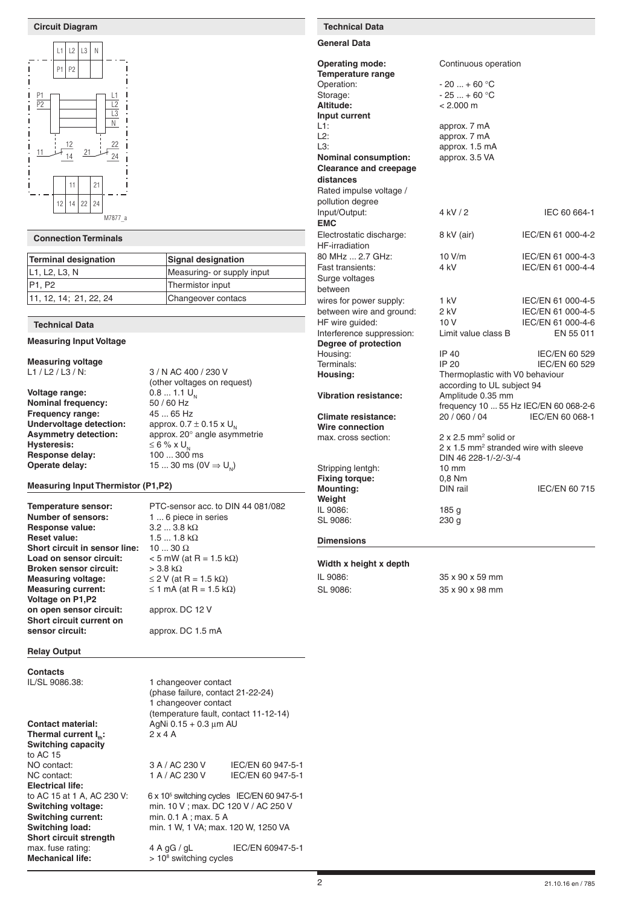## Circuit Diagram

M7877_a

## Connection Terminals

| Terminal designation | Signal designation |
|---|---|
| L1, L2, L3, N | Measuring- or supply input |
| P1, P2 | Thermistor input |
| 11, 12, 14; 21, 22, 24 | Changeover contacs |

## Technical Data

### Measuring Input Voltage

| | |
|---|---|
| **Measuring voltage** | |
| L1 / L2 / L3 / N: | 3 / N AC 400 / 230 V (other voltages on request) |
| **Voltage range:** | 0.8 ... 1.1 $U_N$ |
| **Nominal frequency:** | 50 / 60 Hz |
| **Frequency range:** | 45 ... 65 Hz |
| **Undervoltage detection:** | approx. 0.7 ± 0.15 x $U_N$ |
| **Asymmetry detection:** | approx. 20° angle asymmetrie |
| **Hysteresis:** | ≤ 6 % x $U_N$ |
| **Response delay:** | 100 ... 300 ms |
| **Operate delay:** | 15 ... 30 ms (0V ⇒ $U_N$) |

### Measuring Input Thermistor (P1,P2)

| | |
|---|---|
| **Temperature sensor:** | PTC-sensor acc. to DIN 44 081/082 |
| **Number of sensors:** | 1 ... 6 piece in series |
| **Response value:** | 3.2 ... 3.8 kΩ |
| **Reset value:** | 1.5 ... 1.8 kΩ |
| **Short circuit in sensor line:** | 10 ... 30 Ω |
| **Load on sensor circuit:** | < 5 mW (at R = 1.5 kΩ) |
| **Broken sensor circuit:** | > 3.8 kΩ |
| **Measuring voltage:** | ≤ 2 V (at R = 1.5 kΩ) |
| **Measuring current:** | ≤ 1 mA (at R = 1.5 kΩ) |
| **Voltage on P1,P2 on open sensor circuit:** | approx. DC 12 V |
| **Short circuit current on sensor circuit:** | approx. DC 1.5 mA |

### Relay Output

| | | |
|---|---|---|
| **Contacts** | | |
| IL/SL 9086.38: | 1 changeover contact (phase failure, contact 21-22-24) 1 changeover contact (temperature fault, contact 11-12-14) | |
| **Contact material:** | AgNi 0.15 + 0.3 µm AU | |
| **Thermal current $I_{th}$:** | 2 x 4 A | |
| **Switching capacity** to AC 15 | | |
| NO contact: | 3 A / AC 230 V | IEC/EN 60 947-5-1 |
| NC contact: | 1 A / AC 230 V | IEC/EN 60 947-5-1 |
| **Electrical life:** | | |
| to AC 15 at 1 A, AC 230 V: | 6 x $10^5$ switching cycles | IEC/EN 60 947-5-1 |
| **Switching voltage:** | min. 10 V ; max. DC 120 V / AC 250 V | |
| **Switching current:** | min. 0.1 A ; max. 5 A | |
| **Switching load:** | min. 1 W, 1 VA; max. 120 W, 1250 VA | |
| **Short circuit strength** | | |
| max. fuse rating: | 4 A gG / gL | IEC/EN 60947-5-1 |
| **Mechanical life:** | > $10^8$ switching cycles | |

## Technical Data

### General Data

| | | |
|---|---|---|
| **Operating mode:** | Continuous operation | |
| **Temperature range** | | |
| Operation: | - 20 ... + 60 °C | |
| Storage: | - 25 ... + 60 °C | |
| **Altitude:** | < 2.000 m | |
| **Input current** | | |
| L1: | approx. 7 mA | |
| L2: | approx. 7 mA | |
| L3: | approx. 1.5 mA | |
| **Nominal consumption:** | approx. 3.5 VA | |
| **Clearance and creepage distances** | | |
| Rated impulse voltage / pollution degree | | |
| Input/Output: | 4 kV / 2 | IEC 60 664-1 |
| **EMC** | | |
| Electrostatic discharge: | 8 kV (air) | IEC/EN 61 000-4-2 |
| HF-irradiation | | |
| 80 MHz ... 2.7 GHz: | 10 V/m | IEC/EN 61 000-4-3 |
| Fast transients: | 4 kV | IEC/EN 61 000-4-4 |
| Surge voltages between | | |
| wires for power supply: | 1 kV | IEC/EN 61 000-4-5 |
| between wire and ground: | 2 kV | IEC/EN 61 000-4-5 |
| HF wire guided: | 10 V | IEC/EN 61 000-4-6 |
| Interference suppression: | Limit value class B | EN 55 011 |
| **Degree of protection** | | |
| Housing: | IP 40 | IEC/EN 60 529 |
| Terminals: | IP 20 | IEC/EN 60 529 |
| **Housing:** | Thermoplastic with V0 behaviour according to UL subject 94 | |
| **Vibration resistance:** | Amplitude 0.35 mm frequency 10 ... 55 Hz | IEC/EN 60 068-2-6 |
| **Climate resistance:** | 20 / 060 / 04 | IEC/EN 60 068-1 |
| **Wire connection** | | |
| max. cross section: | 2 x 2.5 mm² solid or 2 x 1.5 mm² stranded wire with sleeve DIN 46 228-1/-2/-3/-4 | |
| Stripping lentgh: | 10 mm | |
| **Fixing torque:** | 0,8 Nm | |
| **Mounting:** | DIN rail | IEC/EN 60 715 |
| **Weight** | | |
| IL 9086: | 185 g | |
| SL 9086: | 230 g | |

### Dimensions

**Width x height x depth**

| | |
|---|---|
| IL 9086: | 35 x 90 x 59 mm |
| SL 9086: | 35 x 90 x 98 mm |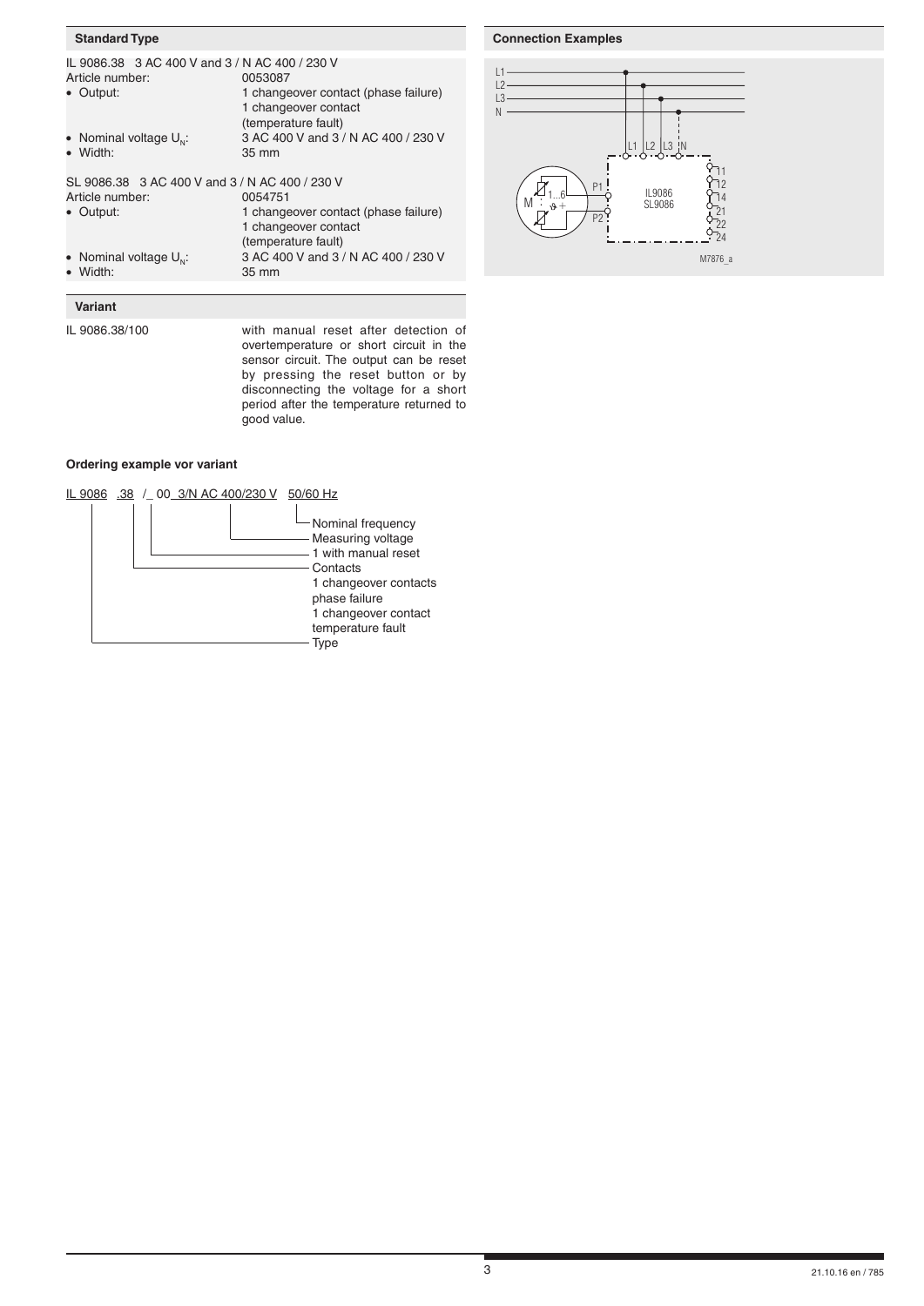## Standard Type

IL 9086.38   3 AC 400 V and 3 / N AC 400 / 230 V

Article number: 0053087

- Output: 1 changeover contact (phase failure)
  1 changeover contact (temperature fault)
- Nominal voltage $U_N$: 3 AC 400 V and 3 / N AC 400 / 230 V
- Width: 35 mm

SL 9086.38   3 AC 400 V and 3 / N AC 400 / 230 V

Article number: 0054751

- Output: 1 changeover contact (phase failure)
  1 changeover contact (temperature fault)
- Nominal voltage $U_N$: 3 AC 400 V and 3 / N AC 400 / 230 V
- Width: 35 mm

## Variant

IL 9086.38/100 with manual reset after detection of overtemperature or short circuit in the sensor circuit. The output can be reset by pressing the reset button or by disconnecting the voltage for a short period after the temperature returned to good value.

### Ordering example vor variant

IL 9086 .38 /_ 00 3/N AC 400/230 V 50/60 Hz

- 50/60 Hz: Nominal frequency
- 3/N AC 400/230 V: Measuring voltage
- _: 1 with manual reset
- .38: Contacts
  1 changeover contacts phase failure
  1 changeover contact temperature fault
- IL 9086: Type

## Connection Examples

L1, L2, L3, N

L1 L2 L3 N

P1, P2

M, 1...6, ϑ

IL9086
SL9086

11, 12, 14, 21, 22, 24

M7876_a